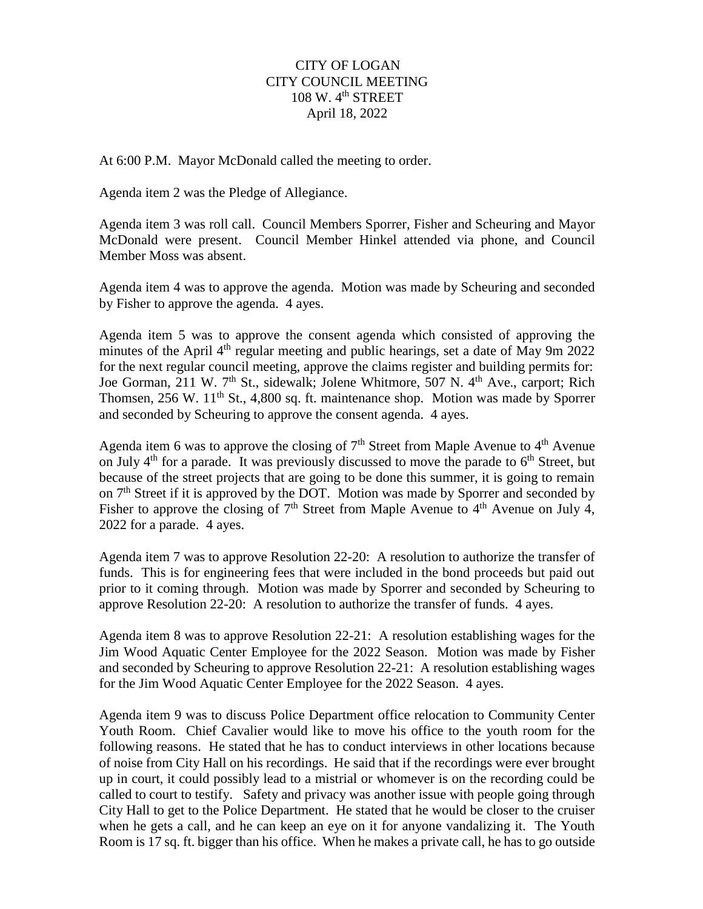CITY OF LOGAN
CITY COUNCIL MEETING
108 W. 4th STREET
April 18, 2022

At 6:00 P.M. Mayor McDonald called the meeting to order.

Agenda item 2 was the Pledge of Allegiance.

Agenda item 3 was roll call. Council Members Sporrer, Fisher and Scheuring and Mayor McDonald were present. Council Member Hinkel attended via phone, and Council Member Moss was absent.

Agenda item 4 was to approve the agenda. Motion was made by Scheuring and seconded by Fisher to approve the agenda. 4 ayes.

Agenda item 5 was to approve the consent agenda which consisted of approving the minutes of the April 4th regular meeting and public hearings, set a date of May 9m 2022 for the next regular council meeting, approve the claims register and building permits for: Joe Gorman, 211 W. 7th St., sidewalk; Jolene Whitmore, 507 N. 4th Ave., carport; Rich Thomsen, 256 W. 11th St., 4,800 sq. ft. maintenance shop. Motion was made by Sporrer and seconded by Scheuring to approve the consent agenda. 4 ayes.

Agenda item 6 was to approve the closing of 7th Street from Maple Avenue to 4th Avenue on July 4th for a parade. It was previously discussed to move the parade to 6th Street, but because of the street projects that are going to be done this summer, it is going to remain on 7th Street if it is approved by the DOT. Motion was made by Sporrer and seconded by Fisher to approve the closing of 7th Street from Maple Avenue to 4th Avenue on July 4, 2022 for a parade. 4 ayes.

Agenda item 7 was to approve Resolution 22-20: A resolution to authorize the transfer of funds. This is for engineering fees that were included in the bond proceeds but paid out prior to it coming through. Motion was made by Sporrer and seconded by Scheuring to approve Resolution 22-20: A resolution to authorize the transfer of funds. 4 ayes.

Agenda item 8 was to approve Resolution 22-21: A resolution establishing wages for the Jim Wood Aquatic Center Employee for the 2022 Season. Motion was made by Fisher and seconded by Scheuring to approve Resolution 22-21: A resolution establishing wages for the Jim Wood Aquatic Center Employee for the 2022 Season. 4 ayes.

Agenda item 9 was to discuss Police Department office relocation to Community Center Youth Room. Chief Cavalier would like to move his office to the youth room for the following reasons. He stated that he has to conduct interviews in other locations because of noise from City Hall on his recordings. He said that if the recordings were ever brought up in court, it could possibly lead to a mistrial or whomever is on the recording could be called to court to testify. Safety and privacy was another issue with people going through City Hall to get to the Police Department. He stated that he would be closer to the cruiser when he gets a call, and he can keep an eye on it for anyone vandalizing it. The Youth Room is 17 sq. ft. bigger than his office. When he makes a private call, he has to go outside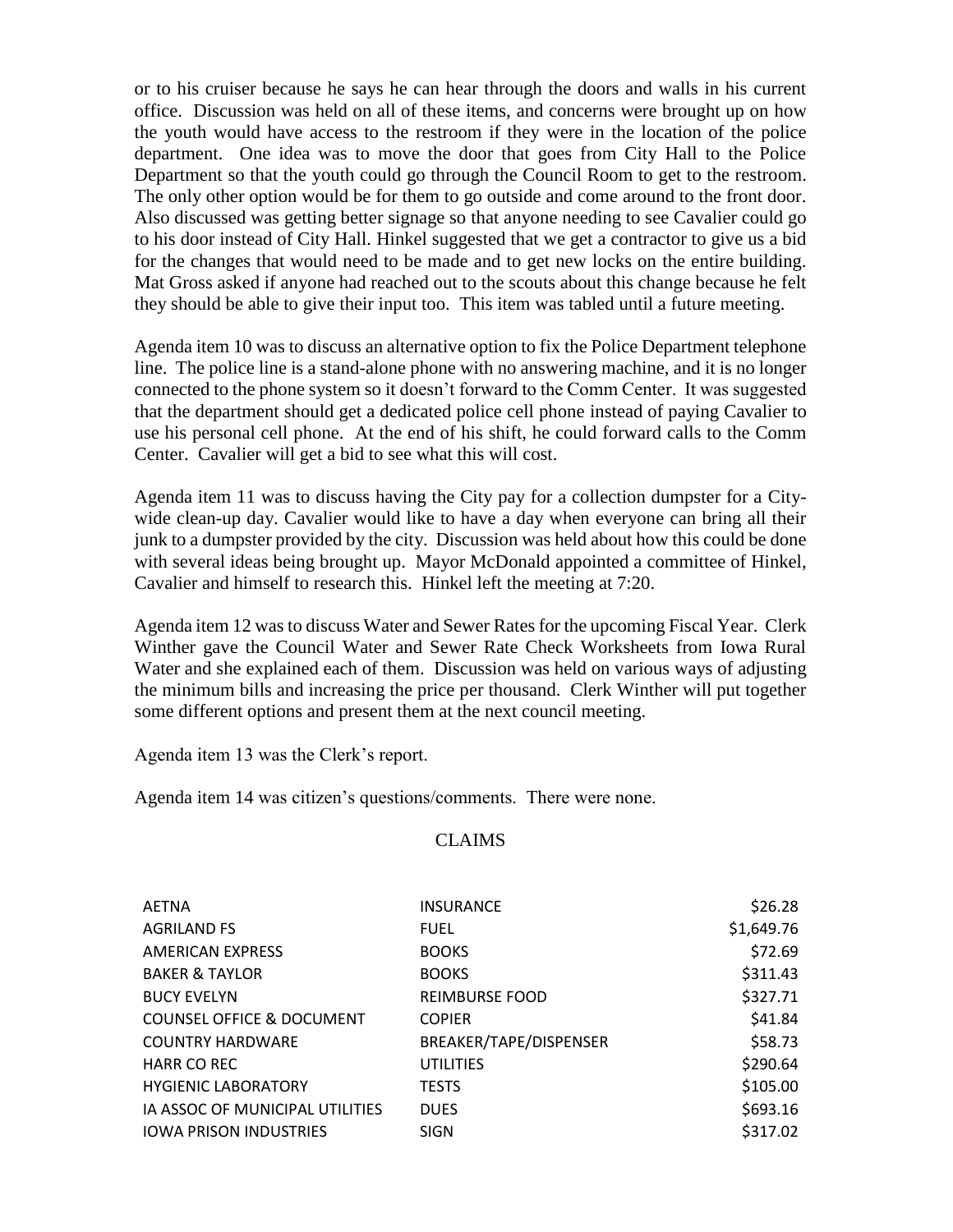or to his cruiser because he says he can hear through the doors and walls in his current office. Discussion was held on all of these items, and concerns were brought up on how the youth would have access to the restroom if they were in the location of the police department. One idea was to move the door that goes from City Hall to the Police Department so that the youth could go through the Council Room to get to the restroom. The only other option would be for them to go outside and come around to the front door. Also discussed was getting better signage so that anyone needing to see Cavalier could go to his door instead of City Hall. Hinkel suggested that we get a contractor to give us a bid for the changes that would need to be made and to get new locks on the entire building. Mat Gross asked if anyone had reached out to the scouts about this change because he felt they should be able to give their input too. This item was tabled until a future meeting.

Agenda item 10 was to discuss an alternative option to fix the Police Department telephone line. The police line is a stand-alone phone with no answering machine, and it is no longer connected to the phone system so it doesn't forward to the Comm Center. It was suggested that the department should get a dedicated police cell phone instead of paying Cavalier to use his personal cell phone. At the end of his shift, he could forward calls to the Comm Center. Cavalier will get a bid to see what this will cost.

Agenda item 11 was to discuss having the City pay for a collection dumpster for a City-wide clean-up day. Cavalier would like to have a day when everyone can bring all their junk to a dumpster provided by the city. Discussion was held about how this could be done with several ideas being brought up. Mayor McDonald appointed a committee of Hinkel, Cavalier and himself to research this. Hinkel left the meeting at 7:20.

Agenda item 12 was to discuss Water and Sewer Rates for the upcoming Fiscal Year. Clerk Winther gave the Council Water and Sewer Rate Check Worksheets from Iowa Rural Water and she explained each of them. Discussion was held on various ways of adjusting the minimum bills and increasing the price per thousand. Clerk Winther will put together some different options and present them at the next council meeting.

Agenda item 13 was the Clerk's report.

Agenda item 14 was citizen's questions/comments. There were none.

## CLAIMS

| | | |
|---|---|---|
| AETNA | INSURANCE | $26.28 |
| AGRILAND FS | FUEL | $1,649.76 |
| AMERICAN EXPRESS | BOOKS | $72.69 |
| BAKER & TAYLOR | BOOKS | $311.43 |
| BUCY EVELYN | REIMBURSE FOOD | $327.71 |
| COUNSEL OFFICE & DOCUMENT | COPIER | $41.84 |
| COUNTRY HARDWARE | BREAKER/TAPE/DISPENSER | $58.73 |
| HARR CO REC | UTILITIES | $290.64 |
| HYGIENIC LABORATORY | TESTS | $105.00 |
| IA ASSOC OF MUNICIPAL UTILITIES | DUES | $693.16 |
| IOWA PRISON INDUSTRIES | SIGN | $317.02 |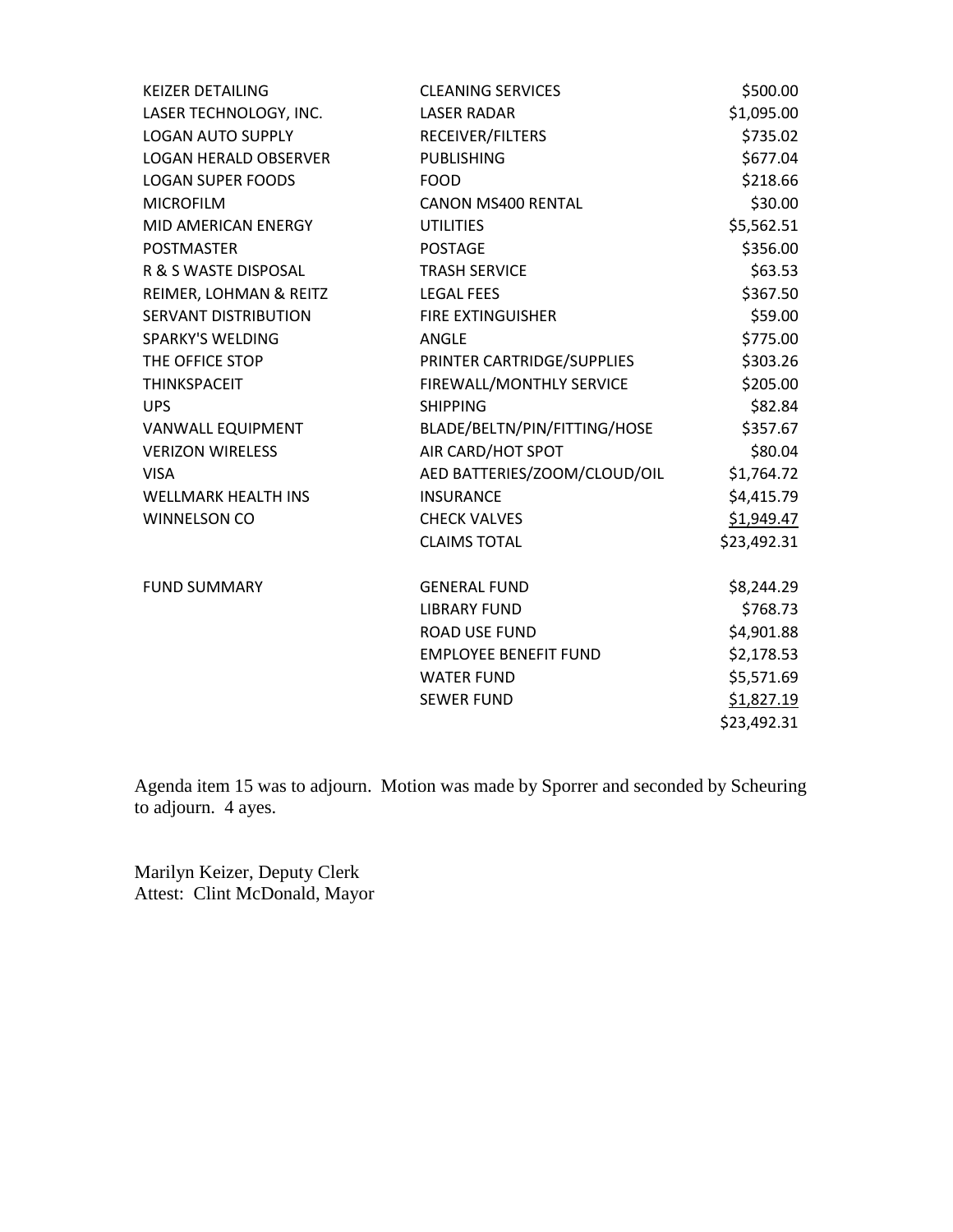| | | |
|---|---|---|
| KEIZER DETAILING | CLEANING SERVICES | \$500.00 |
| LASER TECHNOLOGY, INC. | LASER RADAR | \$1,095.00 |
| LOGAN AUTO SUPPLY | RECEIVER/FILTERS | \$735.02 |
| LOGAN HERALD OBSERVER | PUBLISHING | \$677.04 |
| LOGAN SUPER FOODS | FOOD | \$218.66 |
| MICROFILM | CANON MS400 RENTAL | \$30.00 |
| MID AMERICAN ENERGY | UTILITIES | \$5,562.51 |
| POSTMASTER | POSTAGE | \$356.00 |
| R & S WASTE DISPOSAL | TRASH SERVICE | \$63.53 |
| REIMER, LOHMAN & REITZ | LEGAL FEES | \$367.50 |
| SERVANT DISTRIBUTION | FIRE EXTINGUISHER | \$59.00 |
| SPARKY'S WELDING | ANGLE | \$775.00 |
| THE OFFICE STOP | PRINTER CARTRIDGE/SUPPLIES | \$303.26 |
| THINKSPACEIT | FIREWALL/MONTHLY SERVICE | \$205.00 |
| UPS | SHIPPING | \$82.84 |
| VANWALL EQUIPMENT | BLADE/BELTN/PIN/FITTING/HOSE | \$357.67 |
| VERIZON WIRELESS | AIR CARD/HOT SPOT | \$80.04 |
| VISA | AED BATTERIES/ZOOM/CLOUD/OIL | \$1,764.72 |
| WELLMARK HEALTH INS | INSURANCE | \$4,415.79 |
| WINNELSON CO | CHECK VALVES | \$1,949.47 |
| | CLAIMS TOTAL | \$23,492.31 |
| | | |
| FUND SUMMARY | GENERAL FUND | \$8,244.29 |
| | LIBRARY FUND | \$768.73 |
| | ROAD USE FUND | \$4,901.88 |
| | EMPLOYEE BENEFIT FUND | \$2,178.53 |
| | WATER FUND | \$5,571.69 |
| | SEWER FUND | \$1,827.19 |
| | | \$23,492.31 |

Agenda item 15 was to adjourn. Motion was made by Sporrer and seconded by Scheuring to adjourn. 4 ayes.

Marilyn Keizer, Deputy Clerk
Attest: Clint McDonald, Mayor